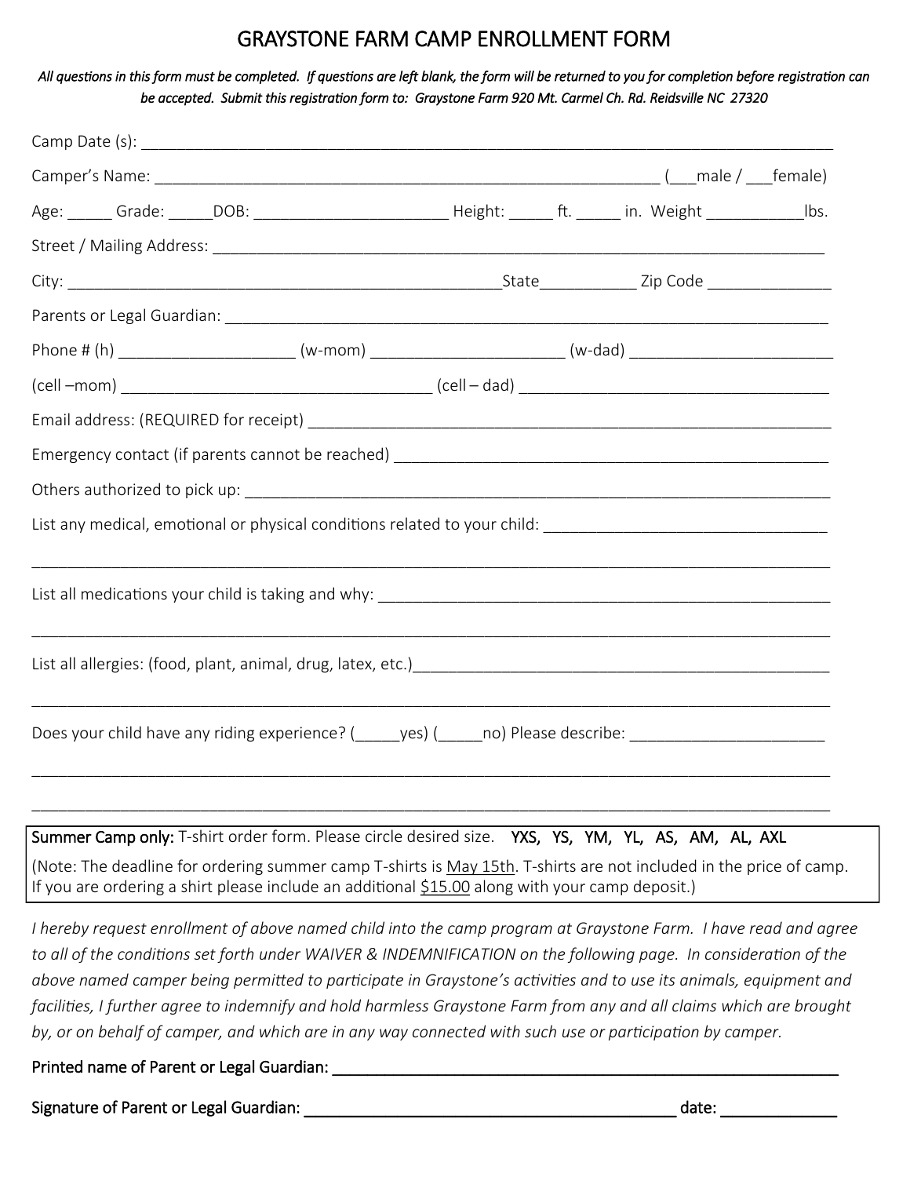# GRAYSTONE FARM CAMP ENROLLMENT FORM

*All questions in this form must be completed. If questions are left blank, the form will be returned to you for completion before registration can be accepted. Submit this registration form to: Graystone Farm 920 Mt. Carmel Ch. Rd. Reidsville NC 27320*

Camp Date (s): ______________________________________________________________________________

Camper's Name: ___________________________________________________________ (___male / ___female)

Age: _____ Grade: _____DOB: ______________________ Height: _____ ft. _____ in. Weight ___________lbs.

Street / Mailing Address: _________________________________________________________________________

City: ___________________________________________________State___________ Zip Code ______________

Parents or Legal Guardian: _______________________________________________________________________

Phone # (h) ___________________ (w-mom) _____________________ (w-dad) _______________________

(cell –mom) ___________________________________ (cell – dad) ___________________________________

Email address: (REQUIRED for receipt) ______________________________________________________________

Emergency contact (if parents cannot be reached) ____________________________________________________

Others authorized to pick up: _____________________________________________________________________

List any medical, emotional or physical conditions related to your child: _________________________________

_____________________________________________________________________________________________

List all medications your child is taking and why: ____________________________________________________

_____________________________________________________________________________________________

List all allergies: (food, plant, animal, drug, latex, etc.)_________________________________________________

_____________________________________________________________________________________________

Does your child have any riding experience? (_____yes) (_____no) Please describe: ______________________

_____________________________________________________________________________________________

_____________________________________________________________________________________________

**Summer Camp only:** T-shirt order form. Please circle desired size. YXS, YS, YM, YL, AS, AM, AL, AXL

(Note: The deadline for ordering summer camp T-shirts is May 15th. T-shirts are not included in the price of camp. If you are ordering a shirt please include an additional $15.00 along with your camp deposit.)

*I hereby request enrollment of above named child into the camp program at Graystone Farm. I have read and agree to all of the conditions set forth under WAIVER & INDEMNIFICATION on the following page. In consideration of the above named camper being permitted to participate in Graystone's activities and to use its animals, equipment and facilities, I further agree to indemnify and hold harmless Graystone Farm from any and all claims which are brought by, or on behalf of camper, and which are in any way connected with such use or participation by camper.*

Printed name of Parent or Legal Guardian: ______________________________________________________

Signature of Parent or Legal Guardian: ___________________________________________ date: _____________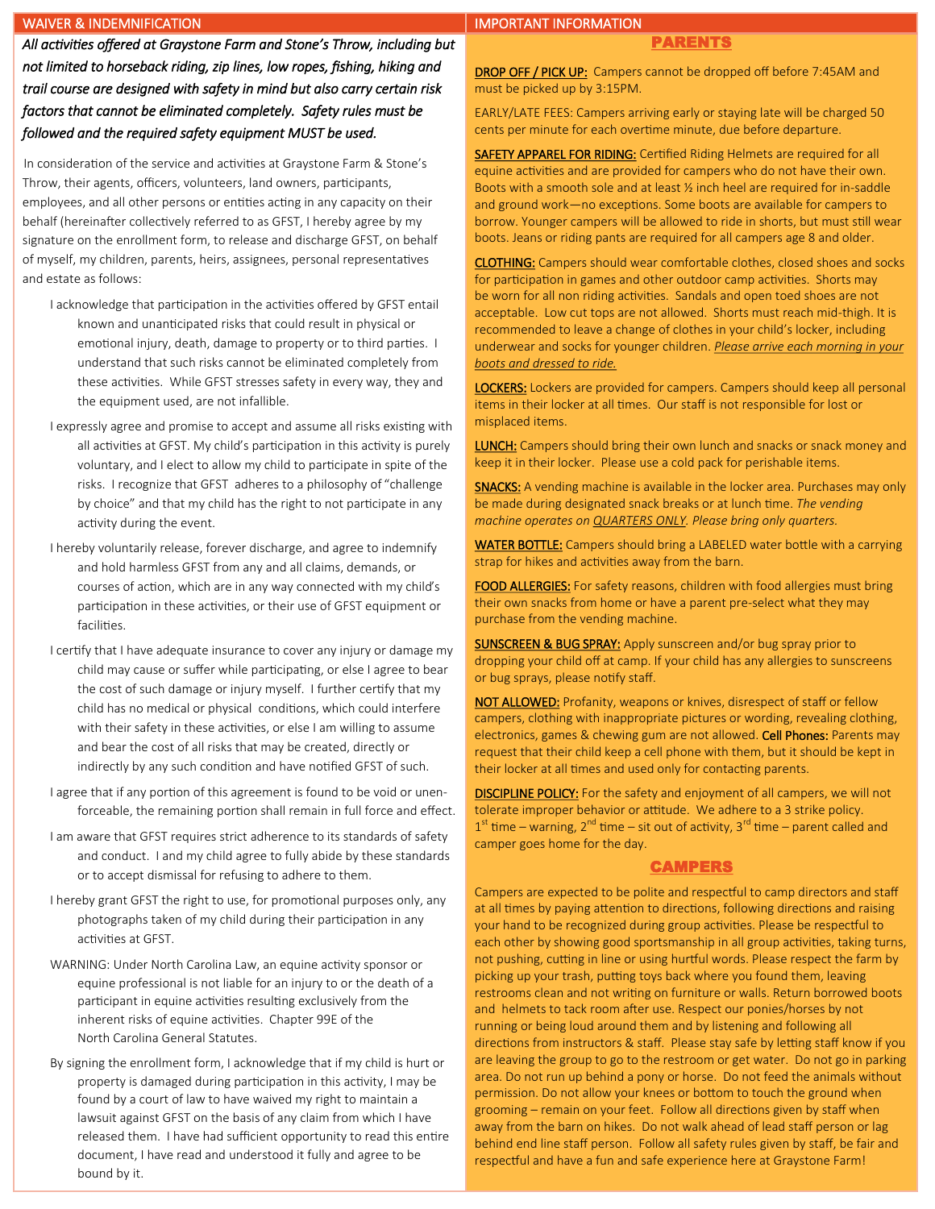## WAIVER & INDEMNIFICATION

***All activities offered at Graystone Farm and Stone's Throw, including but not limited to horseback riding, zip lines, low ropes, fishing, hiking and trail course are designed with safety in mind but also carry certain risk factors that cannot be eliminated completely. Safety rules must be followed and the required safety equipment MUST be used.***

In consideration of the service and activities at Graystone Farm & Stone's Throw, their agents, officers, volunteers, land owners, participants, employees, and all other persons or entities acting in any capacity on their behalf (hereinafter collectively referred to as GFST, I hereby agree by my signature on the enrollment form, to release and discharge GFST, on behalf of myself, my children, parents, heirs, assignees, personal representatives and estate as follows:

I acknowledge that participation in the activities offered by GFST entail known and unanticipated risks that could result in physical or emotional injury, death, damage to property or to third parties. I understand that such risks cannot be eliminated completely from these activities. While GFST stresses safety in every way, they and the equipment used, are not infallible.

I expressly agree and promise to accept and assume all risks existing with all activities at GFST. My child's participation in this activity is purely voluntary, and I elect to allow my child to participate in spite of the risks. I recognize that GFST adheres to a philosophy of "challenge by choice" and that my child has the right to not participate in any activity during the event.

I hereby voluntarily release, forever discharge, and agree to indemnify and hold harmless GFST from any and all claims, demands, or courses of action, which are in any way connected with my child's participation in these activities, or their use of GFST equipment or facilities.

I certify that I have adequate insurance to cover any injury or damage my child may cause or suffer while participating, or else I agree to bear the cost of such damage or injury myself. I further certify that my child has no medical or physical conditions, which could interfere with their safety in these activities, or else I am willing to assume and bear the cost of all risks that may be created, directly or indirectly by any such condition and have notified GFST of such.

I agree that if any portion of this agreement is found to be void or unenforceable, the remaining portion shall remain in full force and effect.

I am aware that GFST requires strict adherence to its standards of safety and conduct. I and my child agree to fully abide by these standards or to accept dismissal for refusing to adhere to them.

I hereby grant GFST the right to use, for promotional purposes only, any photographs taken of my child during their participation in any activities at GFST.

WARNING: Under North Carolina Law, an equine activity sponsor or equine professional is not liable for an injury to or the death of a participant in equine activities resulting exclusively from the inherent risks of equine activities. Chapter 99E of the North Carolina General Statutes.

By signing the enrollment form, I acknowledge that if my child is hurt or property is damaged during participation in this activity, I may be found by a court of law to have waived my right to maintain a lawsuit against GFST on the basis of any claim from which I have released them. I have had sufficient opportunity to read this entire document, I have read and understood it fully and agree to be bound by it.

## IMPORTANT INFORMATION

### PARENTS

**DROP OFF / PICK UP:** Campers cannot be dropped off before 7:45AM and must be picked up by 3:15PM.

EARLY/LATE FEES: Campers arriving early or staying late will be charged 50 cents per minute for each overtime minute, due before departure.

**SAFETY APPAREL FOR RIDING:** Certified Riding Helmets are required for all equine activities and are provided for campers who do not have their own. Boots with a smooth sole and at least ½ inch heel are required for in-saddle and ground work—no exceptions. Some boots are available for campers to borrow. Younger campers will be allowed to ride in shorts, but must still wear boots. Jeans or riding pants are required for all campers age 8 and older.

**CLOTHING:** Campers should wear comfortable clothes, closed shoes and socks for participation in games and other outdoor camp activities. Shorts may be worn for all non riding activities. Sandals and open toed shoes are not acceptable. Low cut tops are not allowed. Shorts must reach mid-thigh. It is recommended to leave a change of clothes in your child's locker, including underwear and socks for younger children. *Please arrive each morning in your boots and dressed to ride.*

**LOCKERS:** Lockers are provided for campers. Campers should keep all personal items in their locker at all times. Our staff is not responsible for lost or misplaced items.

**LUNCH:** Campers should bring their own lunch and snacks or snack money and keep it in their locker. Please use a cold pack for perishable items.

**SNACKS:** A vending machine is available in the locker area. Purchases may only be made during designated snack breaks or at lunch time. *The vending machine operates on QUARTERS ONLY. Please bring only quarters.*

**WATER BOTTLE:** Campers should bring a LABELED water bottle with a carrying strap for hikes and activities away from the barn.

**FOOD ALLERGIES:** For safety reasons, children with food allergies must bring their own snacks from home or have a parent pre-select what they may purchase from the vending machine.

**SUNSCREEN & BUG SPRAY:** Apply sunscreen and/or bug spray prior to dropping your child off at camp. If your child has any allergies to sunscreens or bug sprays, please notify staff.

**NOT ALLOWED:** Profanity, weapons or knives, disrespect of staff or fellow campers, clothing with inappropriate pictures or wording, revealing clothing, electronics, games & chewing gum are not allowed. **Cell Phones:** Parents may request that their child keep a cell phone with them, but it should be kept in their locker at all times and used only for contacting parents.

**DISCIPLINE POLICY:** For the safety and enjoyment of all campers, we will not tolerate improper behavior or attitude. We adhere to a 3 strike policy. 1st time – warning, 2nd time – sit out of activity, 3rd time – parent called and camper goes home for the day.

### CAMPERS

Campers are expected to be polite and respectful to camp directors and staff at all times by paying attention to directions, following directions and raising your hand to be recognized during group activities. Please be respectful to each other by showing good sportsmanship in all group activities, taking turns, not pushing, cutting in line or using hurtful words. Please respect the farm by picking up your trash, putting toys back where you found them, leaving restrooms clean and not writing on furniture or walls. Return borrowed boots and helmets to tack room after use. Respect our ponies/horses by not running or being loud around them and by listening and following all directions from instructors & staff. Please stay safe by letting staff know if you are leaving the group to go to the restroom or get water. Do not go in parking area. Do not run up behind a pony or horse. Do not feed the animals without permission. Do not allow your knees or bottom to touch the ground when grooming – remain on your feet. Follow all directions given by staff when away from the barn on hikes. Do not walk ahead of lead staff person or lag behind end line staff person. Follow all safety rules given by staff, be fair and respectful and have a fun and safe experience here at Graystone Farm!